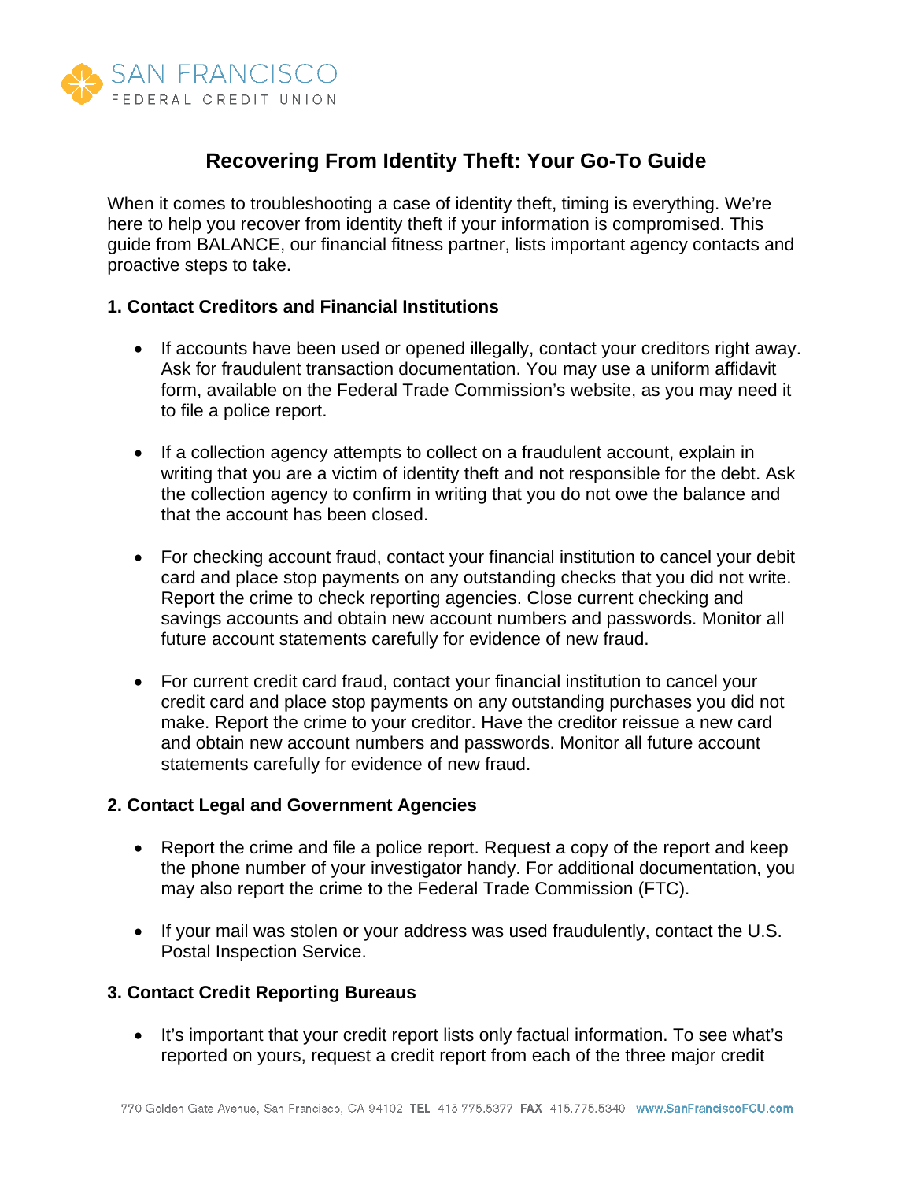SAN FRANCISCO
FEDERAL CREDIT UNION

# Recovering From Identity Theft: Your Go-To Guide

When it comes to troubleshooting a case of identity theft, timing is everything. We're here to help you recover from identity theft if your information is compromised. This guide from BALANCE, our financial fitness partner, lists important agency contacts and proactive steps to take.

## 1. Contact Creditors and Financial Institutions

- If accounts have been used or opened illegally, contact your creditors right away. Ask for fraudulent transaction documentation. You may use a uniform affidavit form, available on the Federal Trade Commission's website, as you may need it to file a police report.

- If a collection agency attempts to collect on a fraudulent account, explain in writing that you are a victim of identity theft and not responsible for the debt. Ask the collection agency to confirm in writing that you do not owe the balance and that the account has been closed.

- For checking account fraud, contact your financial institution to cancel your debit card and place stop payments on any outstanding checks that you did not write. Report the crime to check reporting agencies. Close current checking and savings accounts and obtain new account numbers and passwords. Monitor all future account statements carefully for evidence of new fraud.

- For current credit card fraud, contact your financial institution to cancel your credit card and place stop payments on any outstanding purchases you did not make. Report the crime to your creditor. Have the creditor reissue a new card and obtain new account numbers and passwords. Monitor all future account statements carefully for evidence of new fraud.

## 2. Contact Legal and Government Agencies

- Report the crime and file a police report. Request a copy of the report and keep the phone number of your investigator handy. For additional documentation, you may also report the crime to the Federal Trade Commission (FTC).

- If your mail was stolen or your address was used fraudulently, contact the U.S. Postal Inspection Service.

## 3. Contact Credit Reporting Bureaus

- It's important that your credit report lists only factual information. To see what's reported on yours, request a credit report from each of the three major credit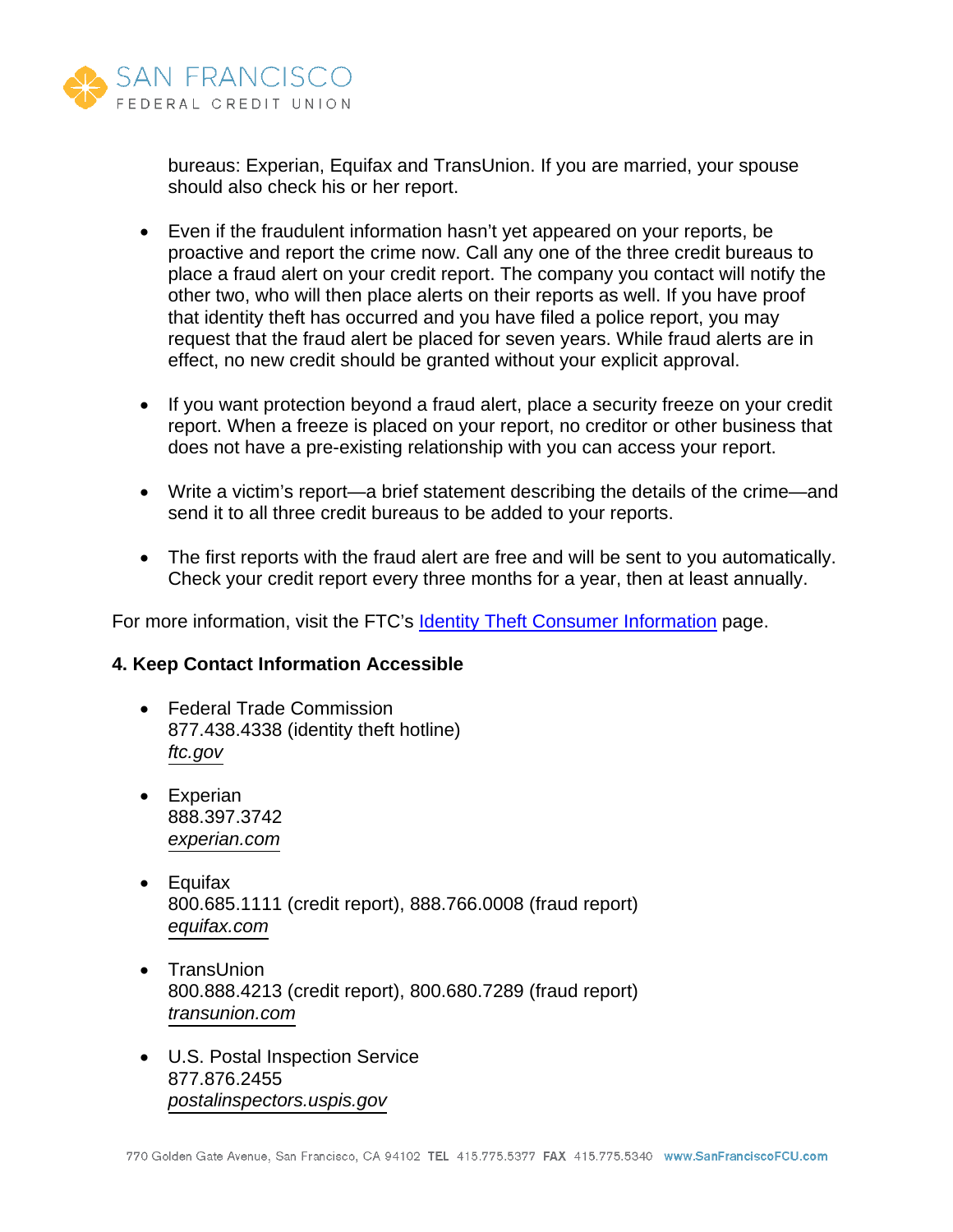bureaus: Experian, Equifax and TransUnion. If you are married, your spouse should also check his or her report.

- Even if the fraudulent information hasn't yet appeared on your reports, be proactive and report the crime now. Call any one of the three credit bureaus to place a fraud alert on your credit report. The company you contact will notify the other two, who will then place alerts on their reports as well. If you have proof that identity theft has occurred and you have filed a police report, you may request that the fraud alert be placed for seven years. While fraud alerts are in effect, no new credit should be granted without your explicit approval.

- If you want protection beyond a fraud alert, place a security freeze on your credit report. When a freeze is placed on your report, no creditor or other business that does not have a pre-existing relationship with you can access your report.

- Write a victim's report—a brief statement describing the details of the crime—and send it to all three credit bureaus to be added to your reports.

- The first reports with the fraud alert are free and will be sent to you automatically. Check your credit report every three months for a year, then at least annually.

For more information, visit the FTC's Identity Theft Consumer Information page.

**4. Keep Contact Information Accessible**

- Federal Trade Commission
  877.438.4338 (identity theft hotline)
  *ftc.gov*

- Experian
  888.397.3742
  *experian.com*

- Equifax
  800.685.1111 (credit report), 888.766.0008 (fraud report)
  *equifax.com*

- TransUnion
  800.888.4213 (credit report), 800.680.7289 (fraud report)
  *transunion.com*

- U.S. Postal Inspection Service
  877.876.2455
  *postalinspectors.uspis.gov*